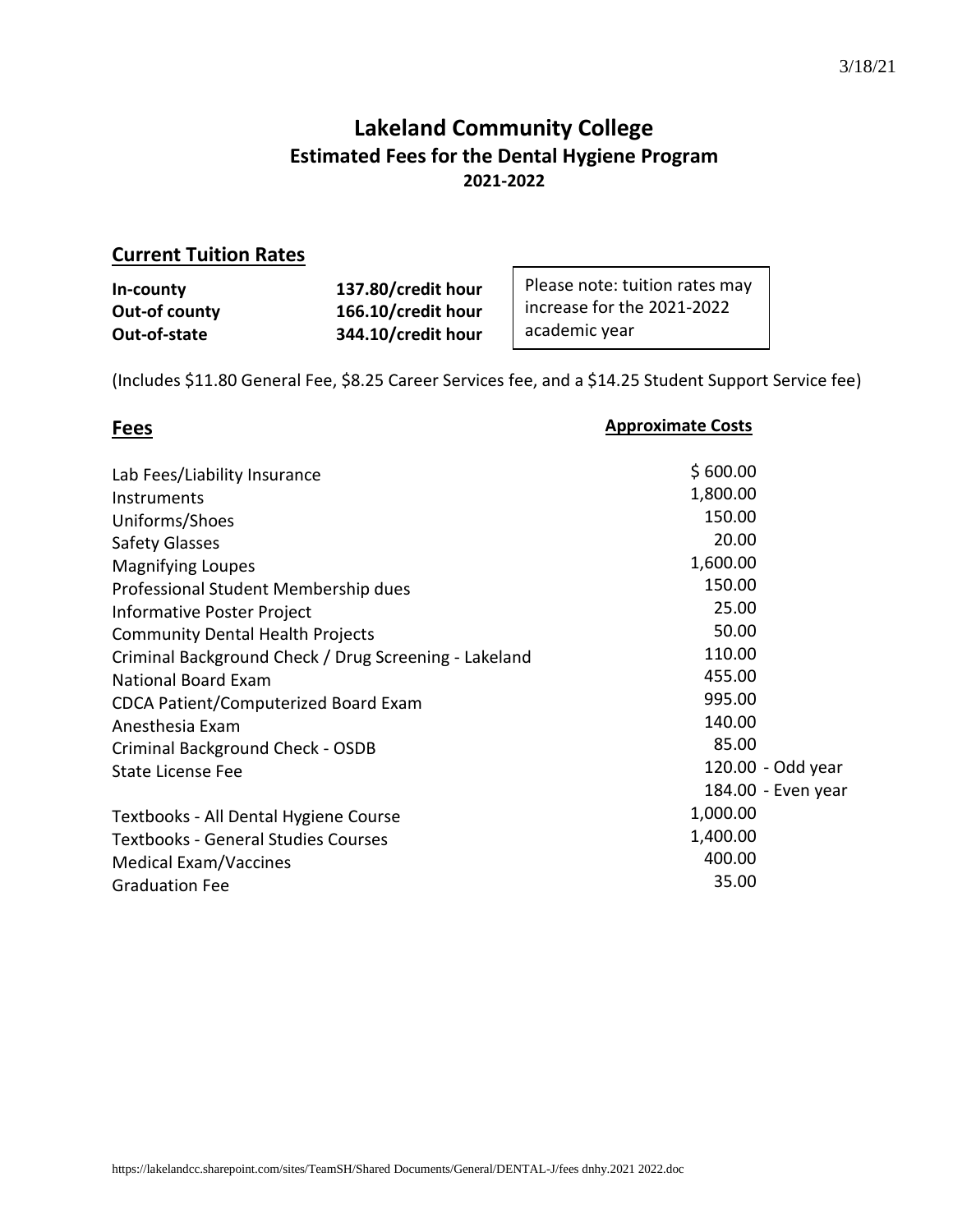3/18/21

# Lakeland Community College

## Estimated Fees for the Dental Hygiene Program

### 2021-2022

## Current Tuition Rates

| | |
|---|---|
| **In-county** | **137.80/credit hour** |
| **Out-of county** | **166.10/credit hour** |
| **Out-of-state** | **344.10/credit hour** |

Please note: tuition rates may increase for the 2021-2022 academic year

(Includes $11.80 General Fee, $8.25 Career Services fee, and a $14.25 Student Support Service fee)

| **Fees** | **Approximate Costs** |
|---|---|
| Lab Fees/Liability Insurance | $ 600.00 |
| Instruments | 1,800.00 |
| Uniforms/Shoes | 150.00 |
| Safety Glasses | 20.00 |
| Magnifying Loupes | 1,600.00 |
| Professional Student Membership dues | 150.00 |
| Informative Poster Project | 25.00 |
| Community Dental Health Projects | 50.00 |
| Criminal Background Check / Drug Screening - Lakeland | 110.00 |
| National Board Exam | 455.00 |
| CDCA Patient/Computerized Board Exam | 995.00 |
| Anesthesia Exam | 140.00 |
| Criminal Background Check - OSDB | 85.00 |
| State License Fee | 120.00 - Odd year |
| | 184.00 - Even year |
| Textbooks - All Dental Hygiene Course | 1,000.00 |
| Textbooks - General Studies Courses | 1,400.00 |
| Medical Exam/Vaccines | 400.00 |
| Graduation Fee | 35.00 |

https://lakelandcc.sharepoint.com/sites/TeamSH/Shared Documents/General/DENTAL-J/fees dnhy.2021 2022.doc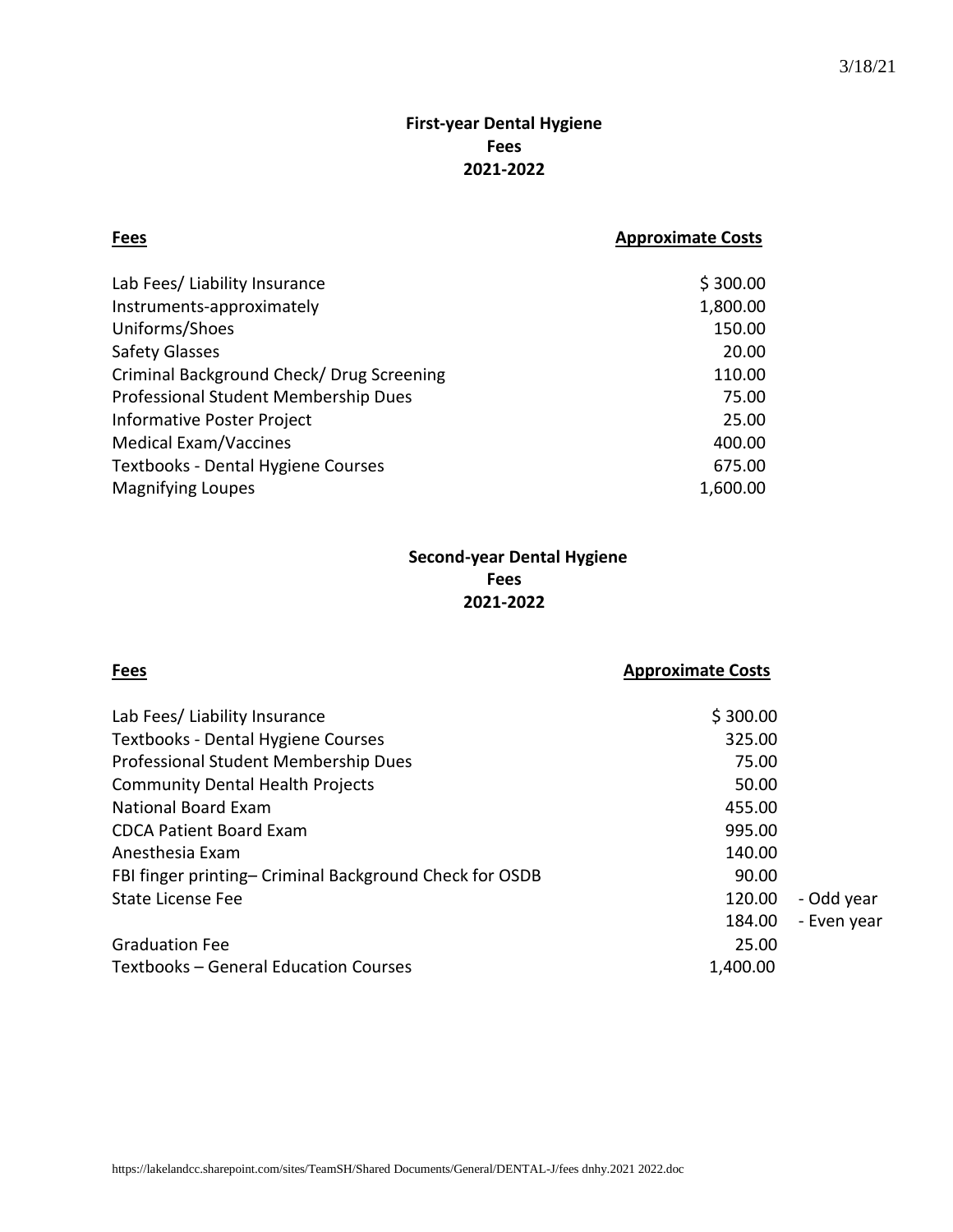3/18/21

**First-year Dental Hygiene**
**Fees**
**2021-2022**

| Fees | Approximate Costs |
|---|---|
| Lab Fees/ Liability Insurance | $ 300.00 |
| Instruments-approximately | 1,800.00 |
| Uniforms/Shoes | 150.00 |
| Safety Glasses | 20.00 |
| Criminal Background Check/ Drug Screening | 110.00 |
| Professional Student Membership Dues | 75.00 |
| Informative Poster Project | 25.00 |
| Medical Exam/Vaccines | 400.00 |
| Textbooks - Dental Hygiene Courses | 675.00 |
| Magnifying Loupes | 1,600.00 |

**Second-year Dental Hygiene**
**Fees**
**2021-2022**

| Fees | Approximate Costs | |
|---|---|---|
| Lab Fees/ Liability Insurance | $ 300.00 | |
| Textbooks - Dental Hygiene Courses | 325.00 | |
| Professional Student Membership Dues | 75.00 | |
| Community Dental Health Projects | 50.00 | |
| National Board Exam | 455.00 | |
| CDCA Patient Board Exam | 995.00 | |
| Anesthesia Exam | 140.00 | |
| FBI finger printing– Criminal Background Check for OSDB | 90.00 | |
| State License Fee | 120.00 | - Odd year |
| | 184.00 | - Even year |
| Graduation Fee | 25.00 | |
| Textbooks – General Education Courses | 1,400.00 | |

https://lakelandcc.sharepoint.com/sites/TeamSH/Shared Documents/General/DENTAL-J/fees dnhy.2021 2022.doc